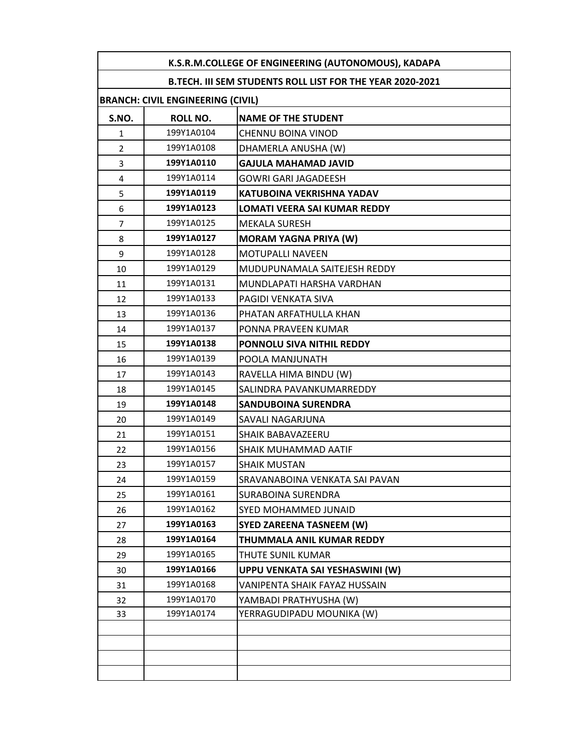## K.S.R.M.COLLEGE OF ENGINEERING (AUTONOMOUS), KADAPA

### B.TECH. III SEM STUDENTS ROLL LIST FOR THE YEAR 2020-2021

**BRANCH: CIVIL ENGINEERING (CIVIL)**

| S.NO. | ROLL NO. | NAME OF THE STUDENT |
|---|---|---|
| 1 | 199Y1A0104 | CHENNU BOINA VINOD |
| 2 | 199Y1A0108 | DHAMERLA ANUSHA (W) |
| 3 | **199Y1A0110** | **GAJULA MAHAMAD JAVID** |
| 4 | 199Y1A0114 | GOWRI GARI JAGADEESH |
| 5 | **199Y1A0119** | **KATUBOINA VEKRISHNA YADAV** |
| 6 | **199Y1A0123** | **LOMATI VEERA SAI KUMAR REDDY** |
| 7 | 199Y1A0125 | MEKALA SURESH |
| 8 | **199Y1A0127** | **MORAM YAGNA PRIYA (W)** |
| 9 | 199Y1A0128 | MOTUPALLI NAVEEN |
| 10 | 199Y1A0129 | MUDUPUNAMALA SAITEJESH REDDY |
| 11 | 199Y1A0131 | MUNDLAPATI HARSHA VARDHAN |
| 12 | 199Y1A0133 | PAGIDI VENKATA SIVA |
| 13 | 199Y1A0136 | PHATAN ARFATHULLA KHAN |
| 14 | 199Y1A0137 | PONNA PRAVEEN KUMAR |
| 15 | **199Y1A0138** | **PONNOLU SIVA NITHIL REDDY** |
| 16 | 199Y1A0139 | POOLA MANJUNATH |
| 17 | 199Y1A0143 | RAVELLA HIMA BINDU (W) |
| 18 | 199Y1A0145 | SALINDRA PAVANKUMARREDDY |
| 19 | **199Y1A0148** | **SANDUBOINA SURENDRA** |
| 20 | 199Y1A0149 | SAVALI NAGARJUNA |
| 21 | 199Y1A0151 | SHAIK BABAVAZEERU |
| 22 | 199Y1A0156 | SHAIK MUHAMMAD AATIF |
| 23 | 199Y1A0157 | SHAIK MUSTAN |
| 24 | 199Y1A0159 | SRAVANABOINA VENKATA SAI PAVAN |
| 25 | 199Y1A0161 | SURABOINA SURENDRA |
| 26 | 199Y1A0162 | SYED MOHAMMED JUNAID |
| 27 | **199Y1A0163** | **SYED ZAREENA TASNEEM (W)** |
| 28 | **199Y1A0164** | **THUMMALA ANIL KUMAR REDDY** |
| 29 | 199Y1A0165 | THUTE SUNIL KUMAR |
| 30 | **199Y1A0166** | **UPPU VENKATA SAI YESHASWINI (W)** |
| 31 | 199Y1A0168 | VANIPENTA SHAIK FAYAZ HUSSAIN |
| 32 | 199Y1A0170 | YAMBADI PRATHYUSHA (W) |
| 33 | 199Y1A0174 | YERRAGUDIPADU MOUNIKA (W) |
| | | |
| | | |
| | | |
| | | |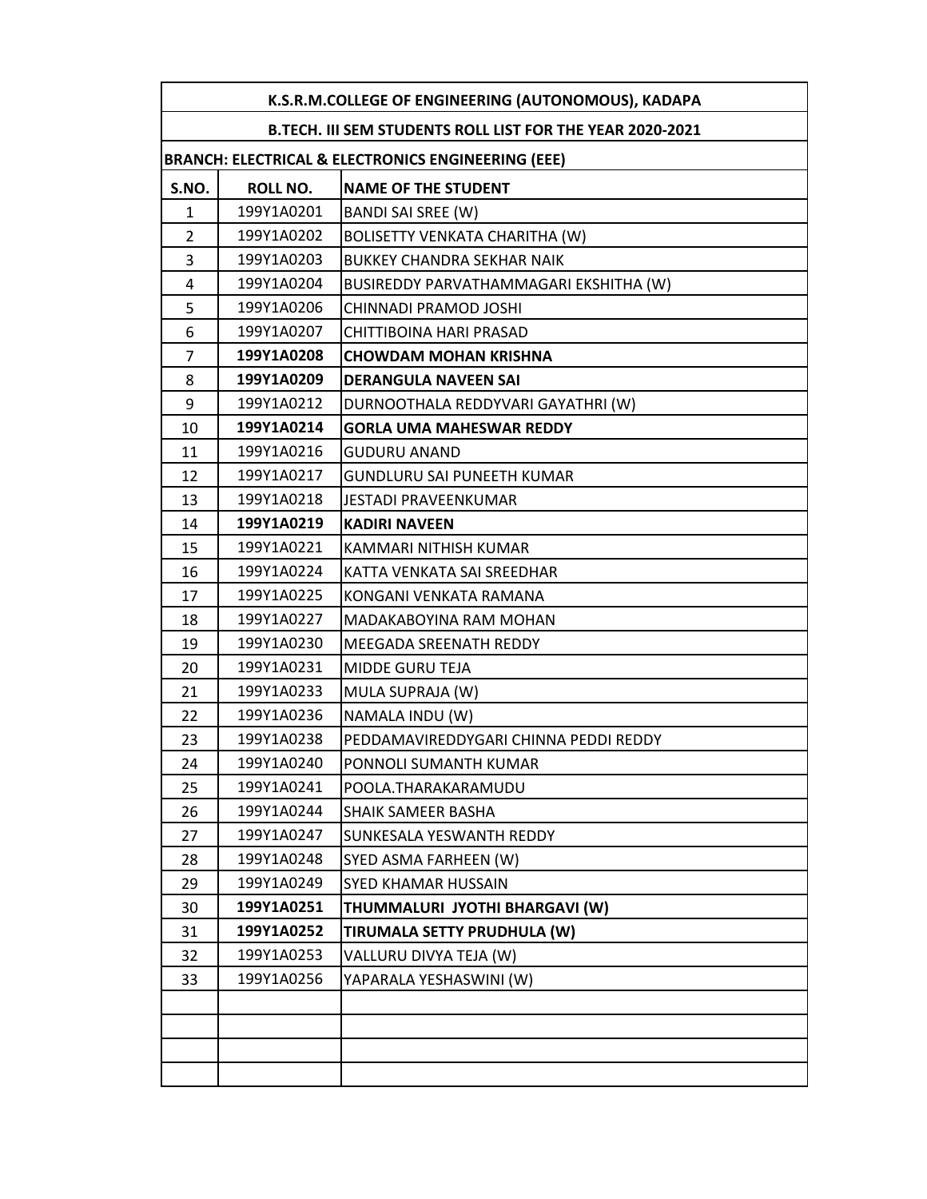| K.S.R.M.COLLEGE OF ENGINEERING (AUTONOMOUS), KADAPA | | |
|---|---|---|
| B.TECH. III SEM STUDENTS ROLL LIST FOR THE YEAR 2020-2021 | | |
| BRANCH: ELECTRICAL & ELECTRONICS ENGINEERING (EEE) | | |
| **S.NO.** | **ROLL NO.** | **NAME OF THE STUDENT** |
| 1 | 199Y1A0201 | BANDI SAI SREE (W) |
| 2 | 199Y1A0202 | BOLISETTY VENKATA CHARITHA (W) |
| 3 | 199Y1A0203 | BUKKEY CHANDRA SEKHAR NAIK |
| 4 | 199Y1A0204 | BUSIREDDY PARVATHAMMAGARI EKSHITHA (W) |
| 5 | 199Y1A0206 | CHINNADI PRAMOD JOSHI |
| 6 | 199Y1A0207 | CHITTIBOINA HARI PRASAD |
| 7 | **199Y1A0208** | **CHOWDAM MOHAN KRISHNA** |
| 8 | **199Y1A0209** | **DERANGULA NAVEEN SAI** |
| 9 | 199Y1A0212 | DURNOOTHALA REDDYVARI GAYATHRI (W) |
| 10 | **199Y1A0214** | **GORLA UMA MAHESWAR REDDY** |
| 11 | 199Y1A0216 | GUDURU ANAND |
| 12 | 199Y1A0217 | GUNDLURU SAI PUNEETH KUMAR |
| 13 | 199Y1A0218 | JESTADI PRAVEENKUMAR |
| 14 | **199Y1A0219** | **KADIRI NAVEEN** |
| 15 | 199Y1A0221 | KAMMARI NITHISH KUMAR |
| 16 | 199Y1A0224 | KATTA VENKATA SAI SREEDHAR |
| 17 | 199Y1A0225 | KONGANI VENKATA RAMANA |
| 18 | 199Y1A0227 | MADAKABOYINA RAM MOHAN |
| 19 | 199Y1A0230 | MEEGADA SREENATH REDDY |
| 20 | 199Y1A0231 | MIDDE GURU TEJA |
| 21 | 199Y1A0233 | MULA SUPRAJA (W) |
| 22 | 199Y1A0236 | NAMALA INDU (W) |
| 23 | 199Y1A0238 | PEDDAMAVIREDDYGARI CHINNA PEDDI REDDY |
| 24 | 199Y1A0240 | PONNOLI SUMANTH KUMAR |
| 25 | 199Y1A0241 | POOLA.THARAKARAMUDU |
| 26 | 199Y1A0244 | SHAIK SAMEER BASHA |
| 27 | 199Y1A0247 | SUNKESALA YESWANTH REDDY |
| 28 | 199Y1A0248 | SYED ASMA FARHEEN (W) |
| 29 | 199Y1A0249 | SYED KHAMAR HUSSAIN |
| 30 | **199Y1A0251** | **THUMMALURI JYOTHI BHARGAVI (W)** |
| 31 | **199Y1A0252** | **TIRUMALA SETTY PRUDHULA (W)** |
| 32 | 199Y1A0253 | VALLURU DIVYA TEJA (W) |
| 33 | 199Y1A0256 | YAPARALA YESHASWINI (W) |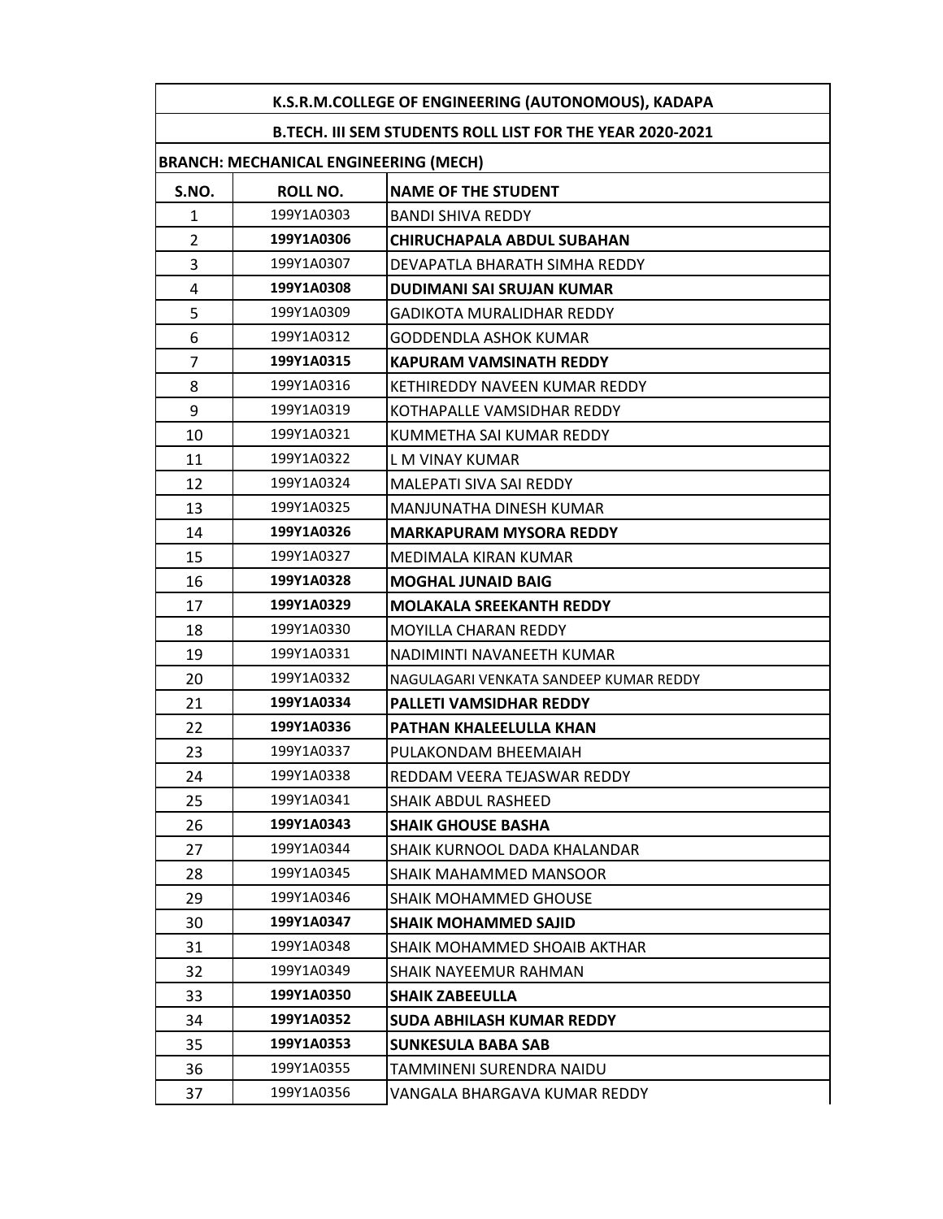# K.S.R.M.COLLEGE OF ENGINEERING (AUTONOMOUS), KADAPA

## B.TECH. III SEM STUDENTS ROLL LIST FOR THE YEAR 2020-2021

**BRANCH: MECHANICAL ENGINEERING (MECH)**

| S.NO. | ROLL NO. | NAME OF THE STUDENT |
|---|---|---|
| 1 | 199Y1A0303 | BANDI SHIVA REDDY |
| 2 | **199Y1A0306** | **CHIRUCHAPALA ABDUL SUBAHAN** |
| 3 | 199Y1A0307 | DEVAPATLA BHARATH SIMHA REDDY |
| 4 | **199Y1A0308** | **DUDIMANI SAI SRUJAN KUMAR** |
| 5 | 199Y1A0309 | GADIKOTA MURALIDHAR REDDY |
| 6 | 199Y1A0312 | GODDENDLA ASHOK KUMAR |
| 7 | **199Y1A0315** | **KAPURAM VAMSINATH REDDY** |
| 8 | 199Y1A0316 | KETHIREDDY NAVEEN KUMAR REDDY |
| 9 | 199Y1A0319 | KOTHAPALLE VAMSIDHAR REDDY |
| 10 | 199Y1A0321 | KUMMETHA SAI KUMAR REDDY |
| 11 | 199Y1A0322 | L M VINAY KUMAR |
| 12 | 199Y1A0324 | MALEPATI SIVA SAI REDDY |
| 13 | 199Y1A0325 | MANJUNATHA DINESH KUMAR |
| 14 | **199Y1A0326** | **MARKAPURAM MYSORA REDDY** |
| 15 | 199Y1A0327 | MEDIMALA KIRAN KUMAR |
| 16 | **199Y1A0328** | **MOGHAL JUNAID BAIG** |
| 17 | **199Y1A0329** | **MOLAKALA SREEKANTH REDDY** |
| 18 | 199Y1A0330 | MOYILLA CHARAN REDDY |
| 19 | 199Y1A0331 | NADIMINTI NAVANEETH KUMAR |
| 20 | 199Y1A0332 | NAGULAGARI VENKATA SANDEEP KUMAR REDDY |
| 21 | **199Y1A0334** | **PALLETI VAMSIDHAR REDDY** |
| 22 | **199Y1A0336** | **PATHAN KHALEELULLA KHAN** |
| 23 | 199Y1A0337 | PULAKONDAM BHEEMAIAH |
| 24 | 199Y1A0338 | REDDAM VEERA TEJASWAR REDDY |
| 25 | 199Y1A0341 | SHAIK ABDUL RASHEED |
| 26 | **199Y1A0343** | **SHAIK GHOUSE BASHA** |
| 27 | 199Y1A0344 | SHAIK KURNOOL DADA KHALANDAR |
| 28 | 199Y1A0345 | SHAIK MAHAMMED MANSOOR |
| 29 | 199Y1A0346 | SHAIK MOHAMMED GHOUSE |
| 30 | **199Y1A0347** | **SHAIK MOHAMMED SAJID** |
| 31 | 199Y1A0348 | SHAIK MOHAMMED SHOAIB AKTHAR |
| 32 | 199Y1A0349 | SHAIK NAYEEMUR RAHMAN |
| 33 | **199Y1A0350** | **SHAIK ZABEEULLA** |
| 34 | **199Y1A0352** | **SUDA ABHILASH KUMAR REDDY** |
| 35 | **199Y1A0353** | **SUNKESULA BABA SAB** |
| 36 | 199Y1A0355 | TAMMINENI SURENDRA NAIDU |
| 37 | 199Y1A0356 | VANGALA BHARGAVA KUMAR REDDY |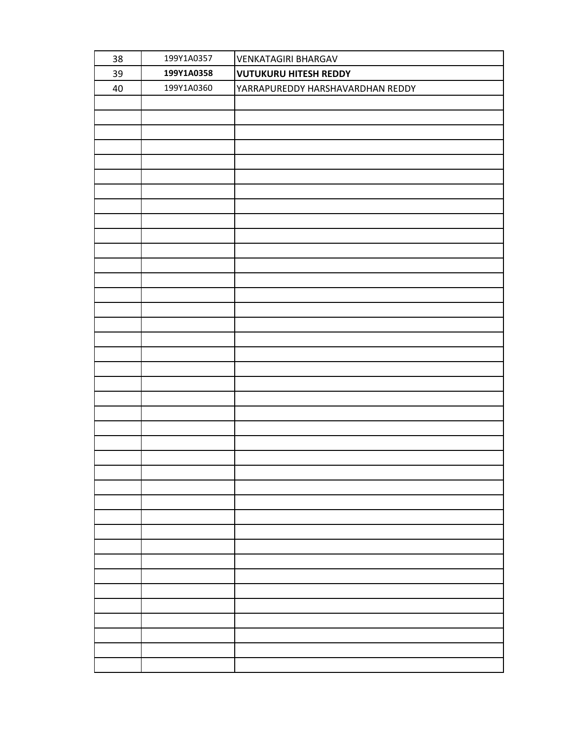| 38 | 199Y1A0357 | VENKATAGIRI BHARGAV |
|---|---|---|
| 39 | **199Y1A0358** | **VUTUKURU HITESH REDDY** |
| 40 | 199Y1A0360 | YARRAPUREDDY HARSHAVARDHAN REDDY |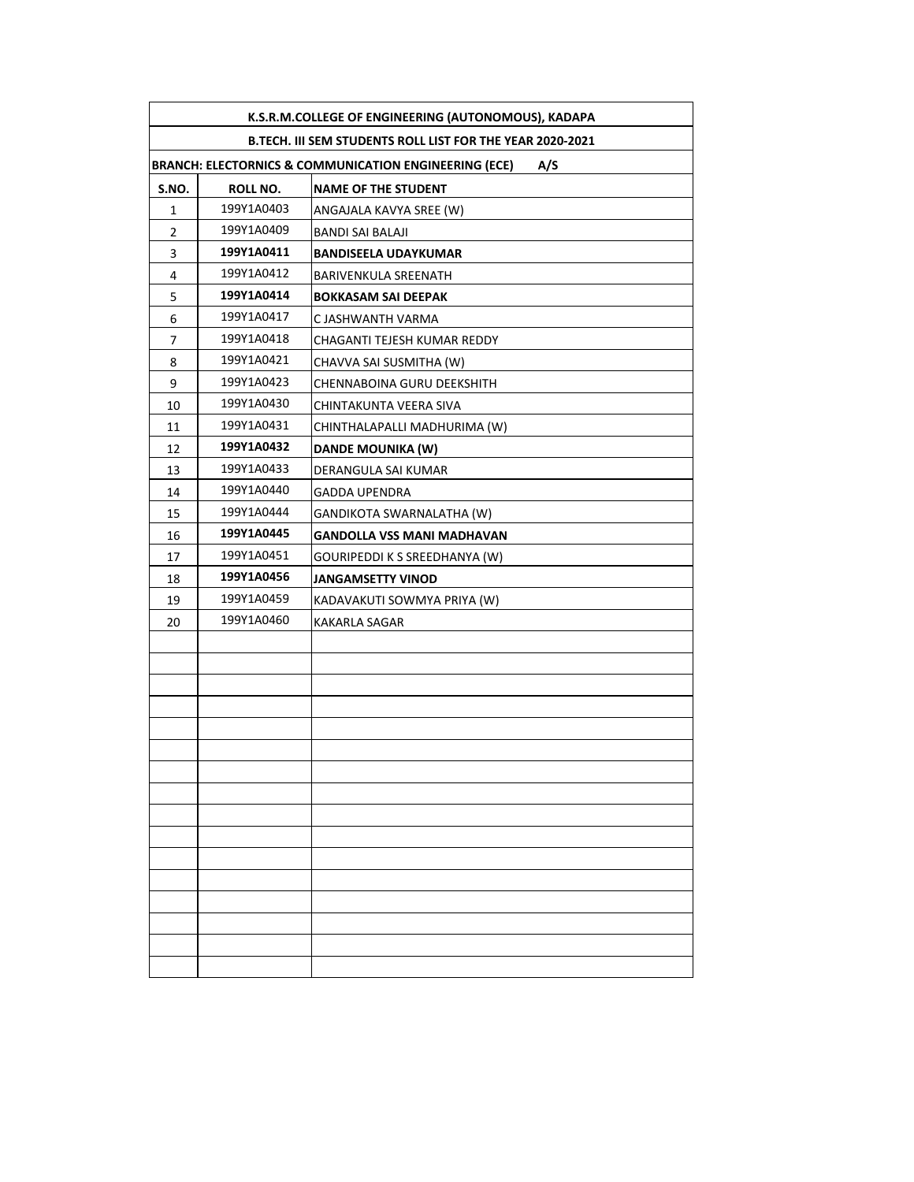| K.S.R.M.COLLEGE OF ENGINEERING (AUTONOMOUS), KADAPA | | |
|---|---|---|
| **B.TECH. III SEM STUDENTS ROLL LIST FOR THE YEAR 2020-2021** | | |
| **BRANCH: ELECTORNICS & COMMUNICATION ENGINEERING (ECE) A/S** | | |
| **S.NO.** | **ROLL NO.** | **NAME OF THE STUDENT** |
| 1 | 199Y1A0403 | ANGAJALA KAVYA SREE (W) |
| 2 | 199Y1A0409 | BANDI SAI BALAJI |
| 3 | **199Y1A0411** | **BANDISEELA UDAYKUMAR** |
| 4 | 199Y1A0412 | BARIVENKULA SREENATH |
| 5 | **199Y1A0414** | **BOKKASAM SAI DEEPAK** |
| 6 | 199Y1A0417 | C JASHWANTH VARMA |
| 7 | 199Y1A0418 | CHAGANTI TEJESH KUMAR REDDY |
| 8 | 199Y1A0421 | CHAVVA SAI SUSMITHA (W) |
| 9 | 199Y1A0423 | CHENNABOINA GURU DEEKSHITH |
| 10 | 199Y1A0430 | CHINTAKUNTA VEERA SIVA |
| 11 | 199Y1A0431 | CHINTHALAPALLI MADHURIMA (W) |
| 12 | **199Y1A0432** | **DANDE MOUNIKA (W)** |
| 13 | 199Y1A0433 | DERANGULA SAI KUMAR |
| 14 | 199Y1A0440 | GADDA UPENDRA |
| 15 | 199Y1A0444 | GANDIKOTA SWARNALATHA (W) |
| 16 | **199Y1A0445** | **GANDOLLA VSS MANI MADHAVAN** |
| 17 | 199Y1A0451 | GOURIPEDDI K S SREEDHANYA (W) |
| 18 | **199Y1A0456** | **JANGAMSETTY VINOD** |
| 19 | 199Y1A0459 | KADAVAKUTI SOWMYA PRIYA (W) |
| 20 | 199Y1A0460 | KAKARLA SAGAR |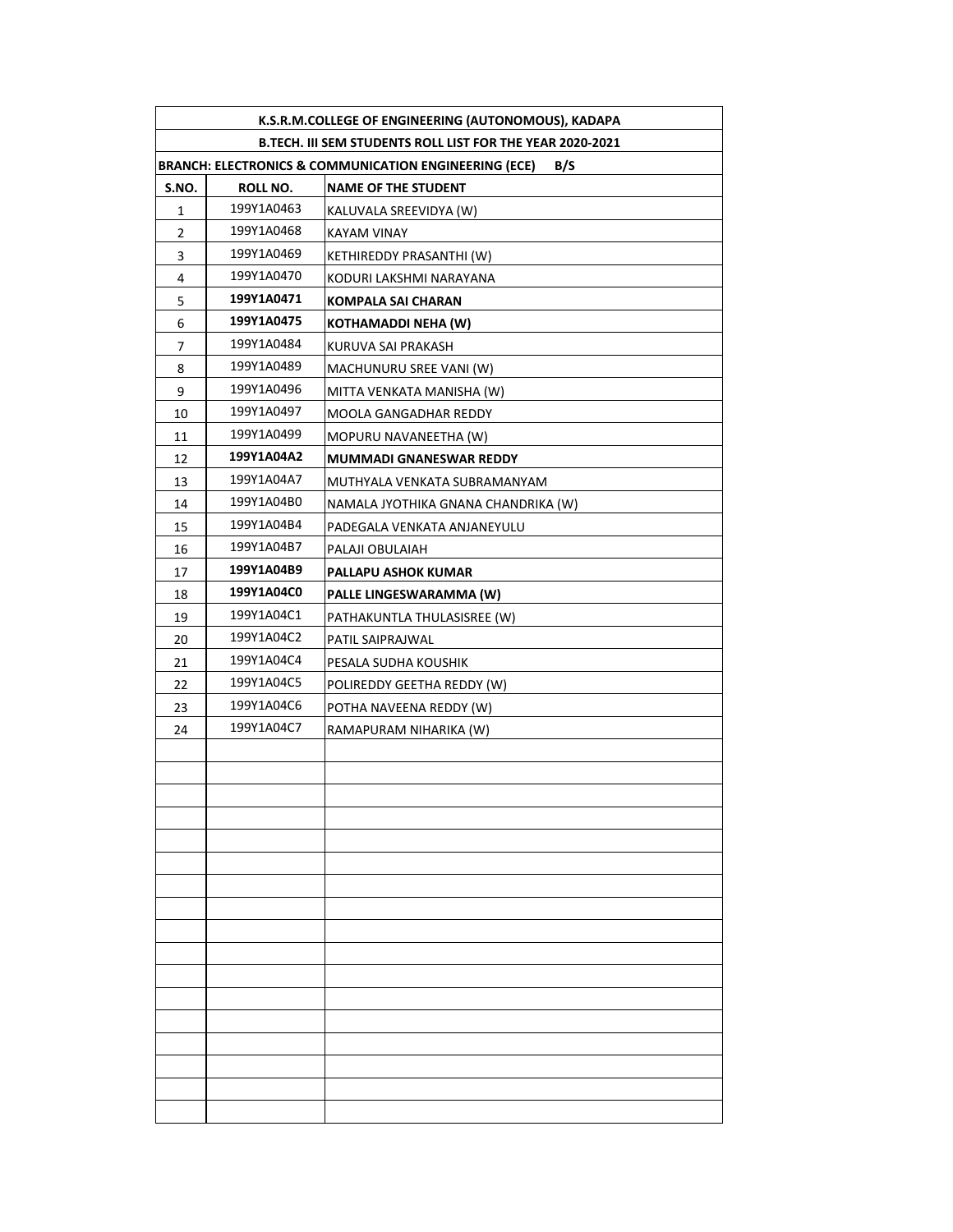| K.S.R.M.COLLEGE OF ENGINEERING (AUTONOMOUS), KADAPA | | |
|---|---|---|
| B.TECH. III SEM STUDENTS ROLL LIST FOR THE YEAR 2020-2021 | | |
| BRANCH: ELECTRONICS & COMMUNICATION ENGINEERING (ECE) B/S | | |
| **S.NO.** | **ROLL NO.** | **NAME OF THE STUDENT** |
| 1 | 199Y1A0463 | KALUVALA SREEVIDYA (W) |
| 2 | 199Y1A0468 | KAYAM VINAY |
| 3 | 199Y1A0469 | KETHIREDDY PRASANTHI (W) |
| 4 | 199Y1A0470 | KODURI LAKSHMI NARAYANA |
| 5 | **199Y1A0471** | **KOMPALA SAI CHARAN** |
| 6 | **199Y1A0475** | **KOTHAMADDI NEHA (W)** |
| 7 | 199Y1A0484 | KURUVA SAI PRAKASH |
| 8 | 199Y1A0489 | MACHUNURU SREE VANI (W) |
| 9 | 199Y1A0496 | MITTA VENKATA MANISHA (W) |
| 10 | 199Y1A0497 | MOOLA GANGADHAR REDDY |
| 11 | 199Y1A0499 | MOPURU NAVANEETHA (W) |
| 12 | **199Y1A04A2** | **MUMMADI GNANESWAR REDDY** |
| 13 | 199Y1A04A7 | MUTHYALA VENKATA SUBRAMANYAM |
| 14 | 199Y1A04B0 | NAMALA JYOTHIKA GNANA CHANDRIKA (W) |
| 15 | 199Y1A04B4 | PADEGALA VENKATA ANJANEYULU |
| 16 | 199Y1A04B7 | PALAJI OBULAIAH |
| 17 | **199Y1A04B9** | **PALLAPU ASHOK KUMAR** |
| 18 | **199Y1A04C0** | **PALLE LINGESWARAMMA (W)** |
| 19 | 199Y1A04C1 | PATHAKUNTLA THULASISREE (W) |
| 20 | 199Y1A04C2 | PATIL SAIPRAJWAL |
| 21 | 199Y1A04C4 | PESALA SUDHA KOUSHIK |
| 22 | 199Y1A04C5 | POLIREDDY GEETHA REDDY (W) |
| 23 | 199Y1A04C6 | POTHA NAVEENA REDDY (W) |
| 24 | 199Y1A04C7 | RAMAPURAM NIHARIKA (W) |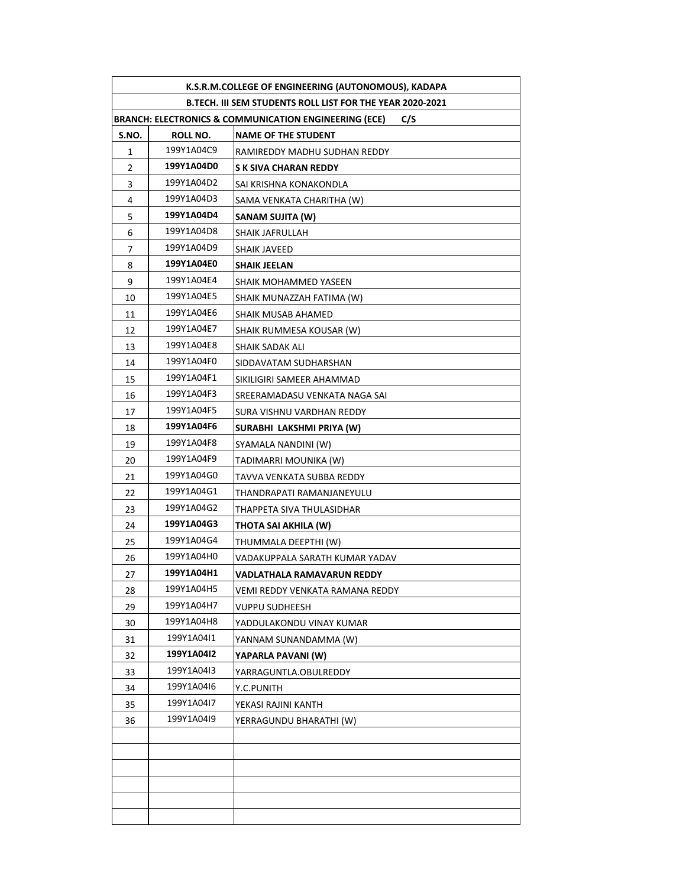| K.S.R.M.COLLEGE OF ENGINEERING (AUTONOMOUS), KADAPA | | |
|---|---|---|
| B.TECH. III SEM STUDENTS ROLL LIST FOR THE YEAR 2020-2021 | | |
| BRANCH: ELECTRONICS & COMMUNICATION ENGINEERING (ECE) C/S | | |
| **S.NO.** | **ROLL NO.** | **NAME OF THE STUDENT** |
| 1 | 199Y1A04C9 | RAMIREDDY MADHU SUDHAN REDDY |
| 2 | **199Y1A04D0** | **S K SIVA CHARAN REDDY** |
| 3 | 199Y1A04D2 | SAI KRISHNA KONAKONDLA |
| 4 | 199Y1A04D3 | SAMA VENKATA CHARITHA (W) |
| 5 | **199Y1A04D4** | **SANAM SUJITA (W)** |
| 6 | 199Y1A04D8 | SHAIK JAFRULLAH |
| 7 | 199Y1A04D9 | SHAIK JAVEED |
| 8 | **199Y1A04E0** | **SHAIK JEELAN** |
| 9 | 199Y1A04E4 | SHAIK MOHAMMED YASEEN |
| 10 | 199Y1A04E5 | SHAIK MUNAZZAH FATIMA (W) |
| 11 | 199Y1A04E6 | SHAIK MUSAB AHAMED |
| 12 | 199Y1A04E7 | SHAIK RUMMESA KOUSAR (W) |
| 13 | 199Y1A04E8 | SHAIK SADAK ALI |
| 14 | 199Y1A04F0 | SIDDAVATAM SUDHARSHAN |
| 15 | 199Y1A04F1 | SIKILIGIRI SAMEER AHAMMAD |
| 16 | 199Y1A04F3 | SREERAMADASU VENKATA NAGA SAI |
| 17 | 199Y1A04F5 | SURA VISHNU VARDHAN REDDY |
| 18 | **199Y1A04F6** | **SURABHI LAKSHMI PRIYA (W)** |
| 19 | 199Y1A04F8 | SYAMALA NANDINI (W) |
| 20 | 199Y1A04F9 | TADIMARRI MOUNIKA (W) |
| 21 | 199Y1A04G0 | TAVVA VENKATA SUBBA REDDY |
| 22 | 199Y1A04G1 | THANDRAPATI RAMANJANEYULU |
| 23 | 199Y1A04G2 | THAPPETA SIVA THULASIDHAR |
| 24 | **199Y1A04G3** | **THOTA SAI AKHILA (W)** |
| 25 | 199Y1A04G4 | THUMMALA DEEPTHI (W) |
| 26 | 199Y1A04H0 | VADAKUPPALA SARATH KUMAR YADAV |
| 27 | **199Y1A04H1** | **VADLATHALA RAMAVARUN REDDY** |
| 28 | 199Y1A04H5 | VEMI REDDY VENKATA RAMANA REDDY |
| 29 | 199Y1A04H7 | VUPPU SUDHEESH |
| 30 | 199Y1A04H8 | YADDULAKONDU VINAY KUMAR |
| 31 | 199Y1A04I1 | YANNAM SUNANDAMMA (W) |
| 32 | **199Y1A04I2** | **YAPARLA PAVANI (W)** |
| 33 | 199Y1A04I3 | YARRAGUNTLA.OBULREDDY |
| 34 | 199Y1A04I6 | Y.C.PUNITH |
| 35 | 199Y1A04I7 | YEKASI RAJINI KANTH |
| 36 | 199Y1A04I9 | YERRAGUNDU BHARATHI (W) |
| | | |
| | | |
| | | |
| | | |
| | | |
| | | |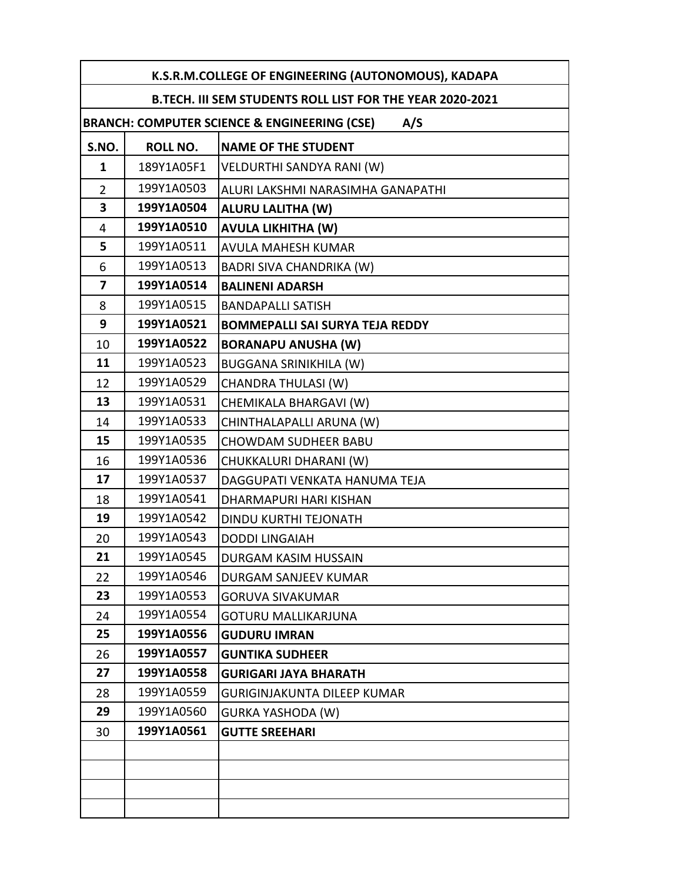| K.S.R.M.COLLEGE OF ENGINEERING (AUTONOMOUS), KADAPA | | |
|---|---|---|
| **B.TECH. III SEM STUDENTS ROLL LIST FOR THE YEAR 2020-2021** | | |
| **BRANCH: COMPUTER SCIENCE & ENGINEERING (CSE) A/S** | | |
| **S.NO.** | **ROLL NO.** | **NAME OF THE STUDENT** |
| **1** | 189Y1A05F1 | VELDURTHI SANDYA RANI (W) |
| 2 | 199Y1A0503 | ALURI LAKSHMI NARASIMHA GANAPATHI |
| **3** | **199Y1A0504** | **ALURU LALITHA (W)** |
| 4 | **199Y1A0510** | **AVULA LIKHITHA (W)** |
| **5** | 199Y1A0511 | AVULA MAHESH KUMAR |
| 6 | 199Y1A0513 | BADRI SIVA CHANDRIKA (W) |
| **7** | **199Y1A0514** | **BALINENI ADARSH** |
| 8 | 199Y1A0515 | BANDAPALLI SATISH |
| **9** | **199Y1A0521** | **BOMMEPALLI SAI SURYA TEJA REDDY** |
| 10 | **199Y1A0522** | **BORANAPU ANUSHA (W)** |
| **11** | 199Y1A0523 | BUGGANA SRINIKHILA (W) |
| 12 | 199Y1A0529 | CHANDRA THULASI (W) |
| **13** | 199Y1A0531 | CHEMIKALA BHARGAVI (W) |
| 14 | 199Y1A0533 | CHINTHALAPALLI ARUNA (W) |
| **15** | 199Y1A0535 | CHOWDAM SUDHEER BABU |
| 16 | 199Y1A0536 | CHUKKALURI DHARANI (W) |
| **17** | 199Y1A0537 | DAGGUPATI VENKATA HANUMA TEJA |
| 18 | 199Y1A0541 | DHARMAPURI HARI KISHAN |
| **19** | 199Y1A0542 | DINDU KURTHI TEJONATH |
| 20 | 199Y1A0543 | DODDI LINGAIAH |
| **21** | 199Y1A0545 | DURGAM KASIM HUSSAIN |
| 22 | 199Y1A0546 | DURGAM SANJEEV KUMAR |
| **23** | 199Y1A0553 | GORUVA SIVAKUMAR |
| 24 | 199Y1A0554 | GOTURU MALLIKARJUNA |
| **25** | **199Y1A0556** | **GUDURU IMRAN** |
| 26 | **199Y1A0557** | **GUNTIKA SUDHEER** |
| **27** | **199Y1A0558** | **GURIGARI JAYA BHARATH** |
| 28 | 199Y1A0559 | GURIGINJAKUNTA DILEEP KUMAR |
| **29** | 199Y1A0560 | GURKA YASHODA (W) |
| 30 | **199Y1A0561** | **GUTTE SREEHARI** |
| | | |
| | | |
| | | |
| | | |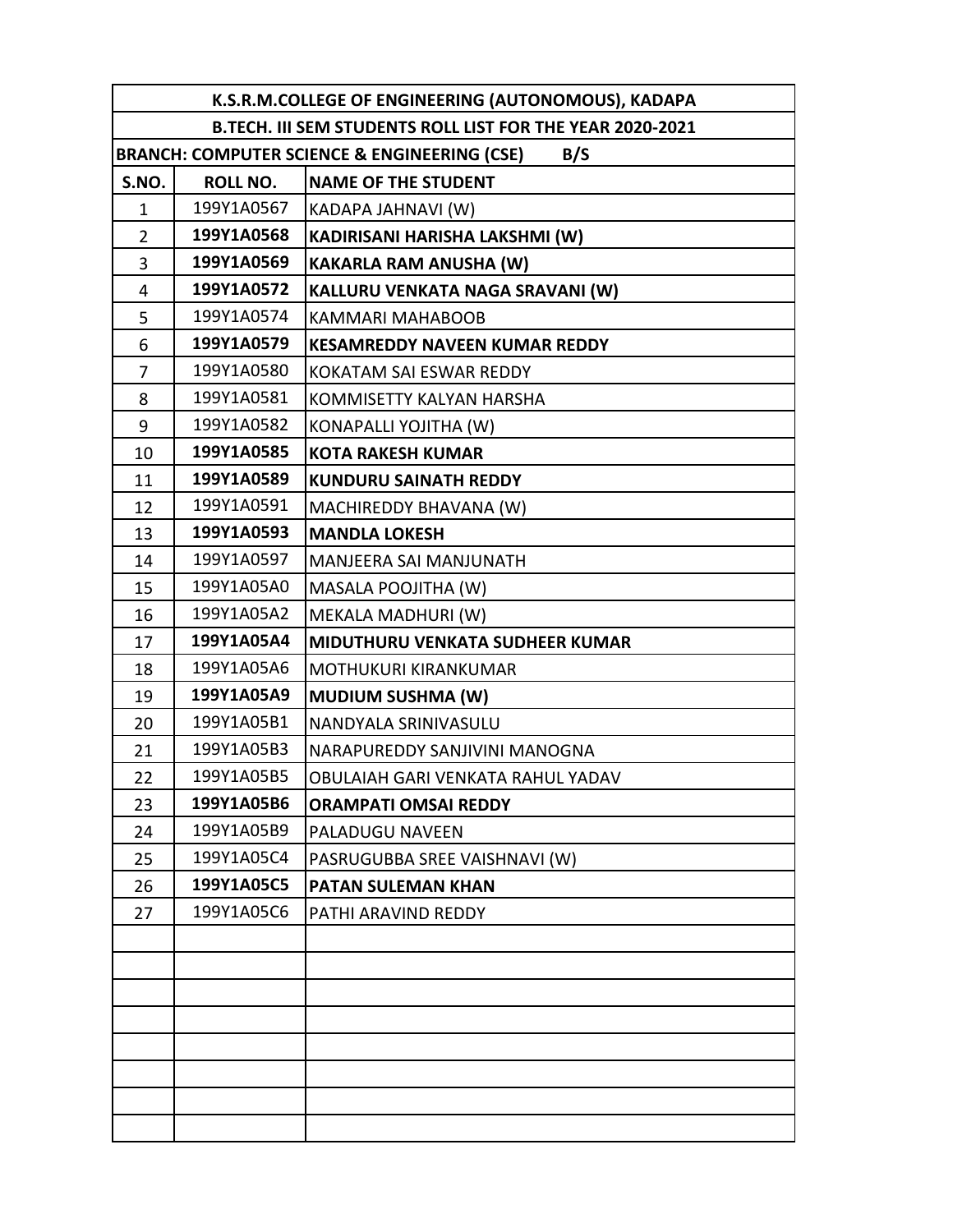| K.S.R.M.COLLEGE OF ENGINEERING (AUTONOMOUS), KADAPA | | |
|---|---|---|
| B.TECH. III SEM STUDENTS ROLL LIST FOR THE YEAR 2020-2021 | | |
| BRANCH: COMPUTER SCIENCE & ENGINEERING (CSE) B/S | | |
| **S.NO.** | **ROLL NO.** | **NAME OF THE STUDENT** |
| 1 | 199Y1A0567 | KADAPA JAHNAVI (W) |
| 2 | **199Y1A0568** | **KADIRISANI HARISHA LAKSHMI (W)** |
| 3 | **199Y1A0569** | **KAKARLA RAM ANUSHA (W)** |
| 4 | **199Y1A0572** | **KALLURU VENKATA NAGA SRAVANI (W)** |
| 5 | 199Y1A0574 | KAMMARI MAHABOOB |
| 6 | **199Y1A0579** | **KESAMREDDY NAVEEN KUMAR REDDY** |
| 7 | 199Y1A0580 | KOKATAM SAI ESWAR REDDY |
| 8 | 199Y1A0581 | KOMMISETTY KALYAN HARSHA |
| 9 | 199Y1A0582 | KONAPALLI YOJITHA (W) |
| 10 | **199Y1A0585** | **KOTA RAKESH KUMAR** |
| 11 | **199Y1A0589** | **KUNDURU SAINATH REDDY** |
| 12 | 199Y1A0591 | MACHIREDDY BHAVANA (W) |
| 13 | **199Y1A0593** | **MANDLA LOKESH** |
| 14 | 199Y1A0597 | MANJEERA SAI MANJUNATH |
| 15 | 199Y1A05A0 | MASALA POOJITHA (W) |
| 16 | 199Y1A05A2 | MEKALA MADHURI (W) |
| 17 | **199Y1A05A4** | **MIDUTHURU VENKATA SUDHEER KUMAR** |
| 18 | 199Y1A05A6 | MOTHUKURI KIRANKUMAR |
| 19 | **199Y1A05A9** | **MUDIUM SUSHMA (W)** |
| 20 | 199Y1A05B1 | NANDYALA SRINIVASULU |
| 21 | 199Y1A05B3 | NARAPUREDDY SANJIVINI MANOGNA |
| 22 | 199Y1A05B5 | OBULAIAH GARI VENKATA RAHUL YADAV |
| 23 | **199Y1A05B6** | **ORAMPATI OMSAI REDDY** |
| 24 | 199Y1A05B9 | PALADUGU NAVEEN |
| 25 | 199Y1A05C4 | PASRUGUBBA SREE VAISHNAVI (W) |
| 26 | **199Y1A05C5** | **PATAN SULEMAN KHAN** |
| 27 | 199Y1A05C6 | PATHI ARAVIND REDDY |
| | | |
| | | |
| | | |
| | | |
| | | |
| | | |
| | | |
| | | |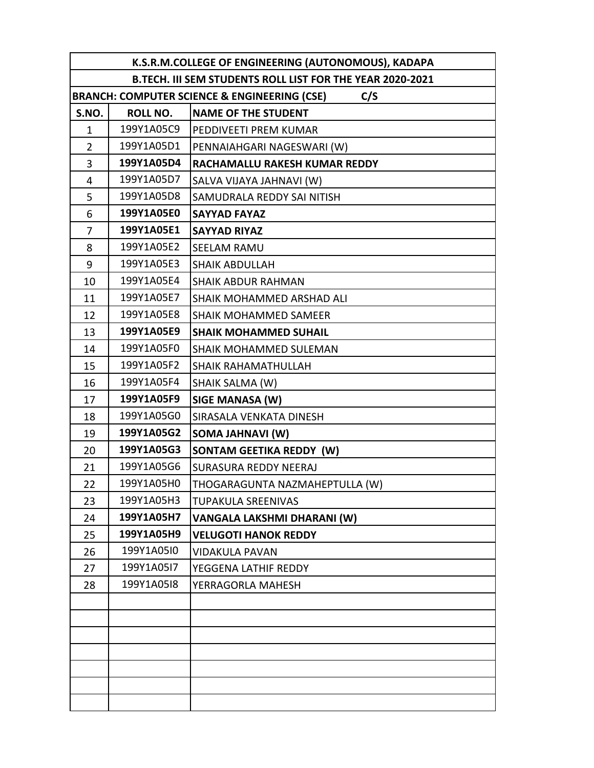| K.S.R.M.COLLEGE OF ENGINEERING (AUTONOMOUS), KADAPA | | |
|---|---|---|
| B.TECH. III SEM STUDENTS ROLL LIST FOR THE YEAR 2020-2021 | | |
| BRANCH: COMPUTER SCIENCE & ENGINEERING (CSE) C/S | | |
| **S.NO.** | **ROLL NO.** | **NAME OF THE STUDENT** |
| 1 | 199Y1A05C9 | PEDDIVEETI PREM KUMAR |
| 2 | 199Y1A05D1 | PENNAIAHGARI NAGESWARI (W) |
| 3 | **199Y1A05D4** | **RACHAMALLU RAKESH KUMAR REDDY** |
| 4 | 199Y1A05D7 | SALVA VIJAYA JAHNAVI (W) |
| 5 | 199Y1A05D8 | SAMUDRALA REDDY SAI NITISH |
| 6 | **199Y1A05E0** | **SAYYAD FAYAZ** |
| 7 | **199Y1A05E1** | **SAYYAD RIYAZ** |
| 8 | 199Y1A05E2 | SEELAM RAMU |
| 9 | 199Y1A05E3 | SHAIK ABDULLAH |
| 10 | 199Y1A05E4 | SHAIK ABDUR RAHMAN |
| 11 | 199Y1A05E7 | SHAIK MOHAMMED ARSHAD ALI |
| 12 | 199Y1A05E8 | SHAIK MOHAMMED SAMEER |
| 13 | **199Y1A05E9** | **SHAIK MOHAMMED SUHAIL** |
| 14 | 199Y1A05F0 | SHAIK MOHAMMED SULEMAN |
| 15 | 199Y1A05F2 | SHAIK RAHAMATHULLAH |
| 16 | 199Y1A05F4 | SHAIK SALMA (W) |
| 17 | **199Y1A05F9** | **SIGE MANASA (W)** |
| 18 | 199Y1A05G0 | SIRASALA VENKATA DINESH |
| 19 | **199Y1A05G2** | **SOMA JAHNAVI (W)** |
| 20 | **199Y1A05G3** | **SONTAM GEETIKA REDDY (W)** |
| 21 | 199Y1A05G6 | SURASURA REDDY NEERAJ |
| 22 | 199Y1A05H0 | THOGARAGUNTA NAZMAHEPTULLA (W) |
| 23 | 199Y1A05H3 | TUPAKULA SREENIVAS |
| 24 | **199Y1A05H7** | **VANGALA LAKSHMI DHARANI (W)** |
| 25 | **199Y1A05H9** | **VELUGOTI HANOK REDDY** |
| 26 | 199Y1A05I0 | VIDAKULA PAVAN |
| 27 | 199Y1A05I7 | YEGGENA LATHIF REDDY |
| 28 | 199Y1A05I8 | YERRAGORLA MAHESH |
| | | |
| | | |
| | | |
| | | |
| | | |
| | | |
| | | |